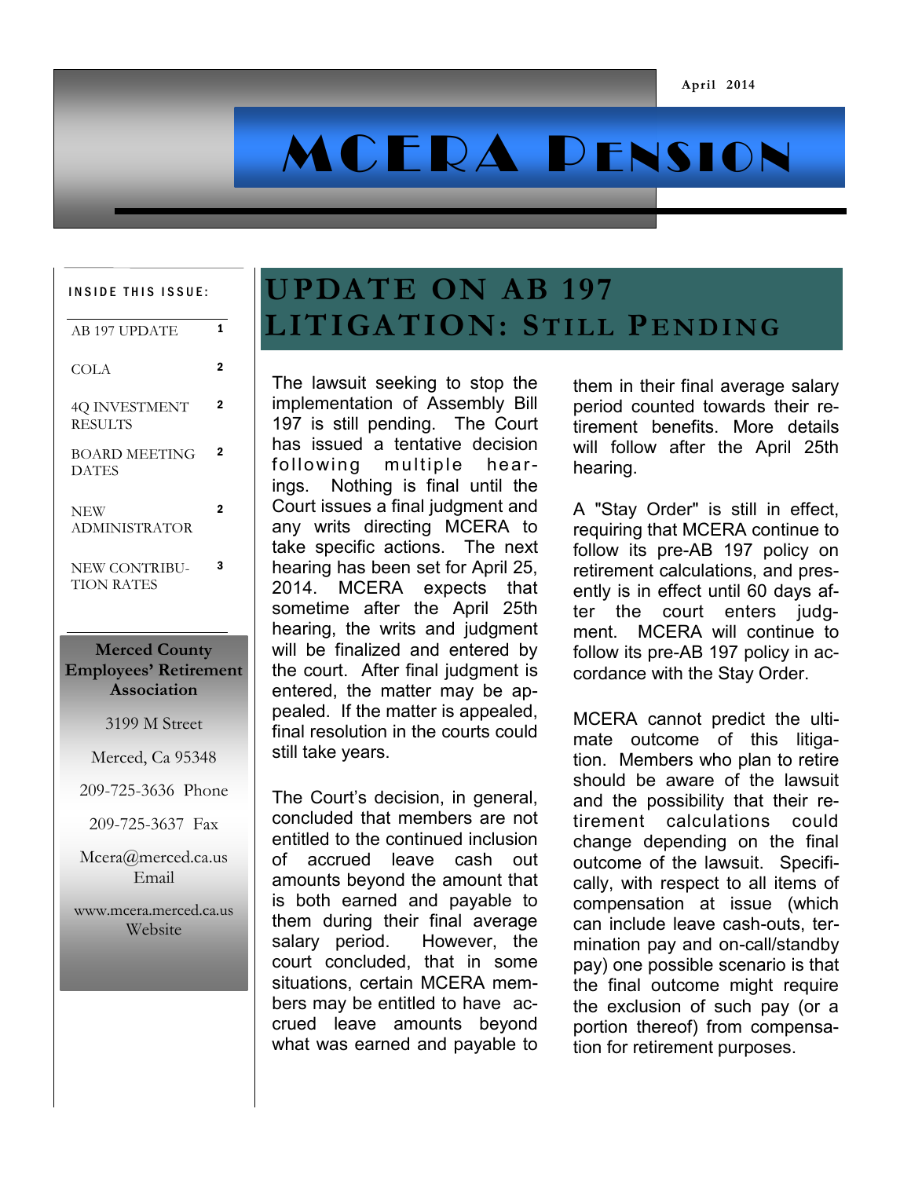# MCERA Pension

April 2014

**INSIDE THIS ISSUE:**

| | |
|---|---|
| AB 197 UPDATE | 1 |
| COLA | 2 |
| 4Q INVESTMENT RESULTS | 2 |
| BOARD MEETING DATES | 2 |
| NEW ADMINISTRATOR | 2 |
| NEW CONTRIBUTION RATES | 3 |

**Merced County Employees' Retirement Association**

3199 M Street

Merced, Ca 95348

209-725-3636 Phone

209-725-3637 Fax

Mcera@merced.ca.us Email

www.mcera.merced.ca.us Website

## UPDATE ON AB 197 LITIGATION: STILL PENDING

The lawsuit seeking to stop the implementation of Assembly Bill 197 is still pending. The Court has issued a tentative decision following multiple hearings. Nothing is final until the Court issues a final judgment and any writs directing MCERA to take specific actions. The next hearing has been set for April 25, 2014. MCERA expects that sometime after the April 25th hearing, the writs and judgment will be finalized and entered by the court. After final judgment is entered, the matter may be appealed. If the matter is appealed, final resolution in the courts could still take years.

The Court's decision, in general, concluded that members are not entitled to the continued inclusion of accrued leave cash out amounts beyond the amount that is both earned and payable to them during their final average salary period. However, the court concluded, that in some situations, certain MCERA members may be entitled to have accrued leave amounts beyond what was earned and payable to them in their final average salary period counted towards their retirement benefits. More details will follow after the April 25th hearing.

A "Stay Order" is still in effect, requiring that MCERA continue to follow its pre-AB 197 policy on retirement calculations, and presently is in effect until 60 days after the court enters judgment. MCERA will continue to follow its pre-AB 197 policy in accordance with the Stay Order.

MCERA cannot predict the ultimate outcome of this litigation. Members who plan to retire should be aware of the lawsuit and the possibility that their retirement calculations could change depending on the final outcome of the lawsuit. Specifically, with respect to all items of compensation at issue (which can include leave cash-outs, termination pay and on-call/standby pay) one possible scenario is that the final outcome might require the exclusion of such pay (or a portion thereof) from compensation for retirement purposes.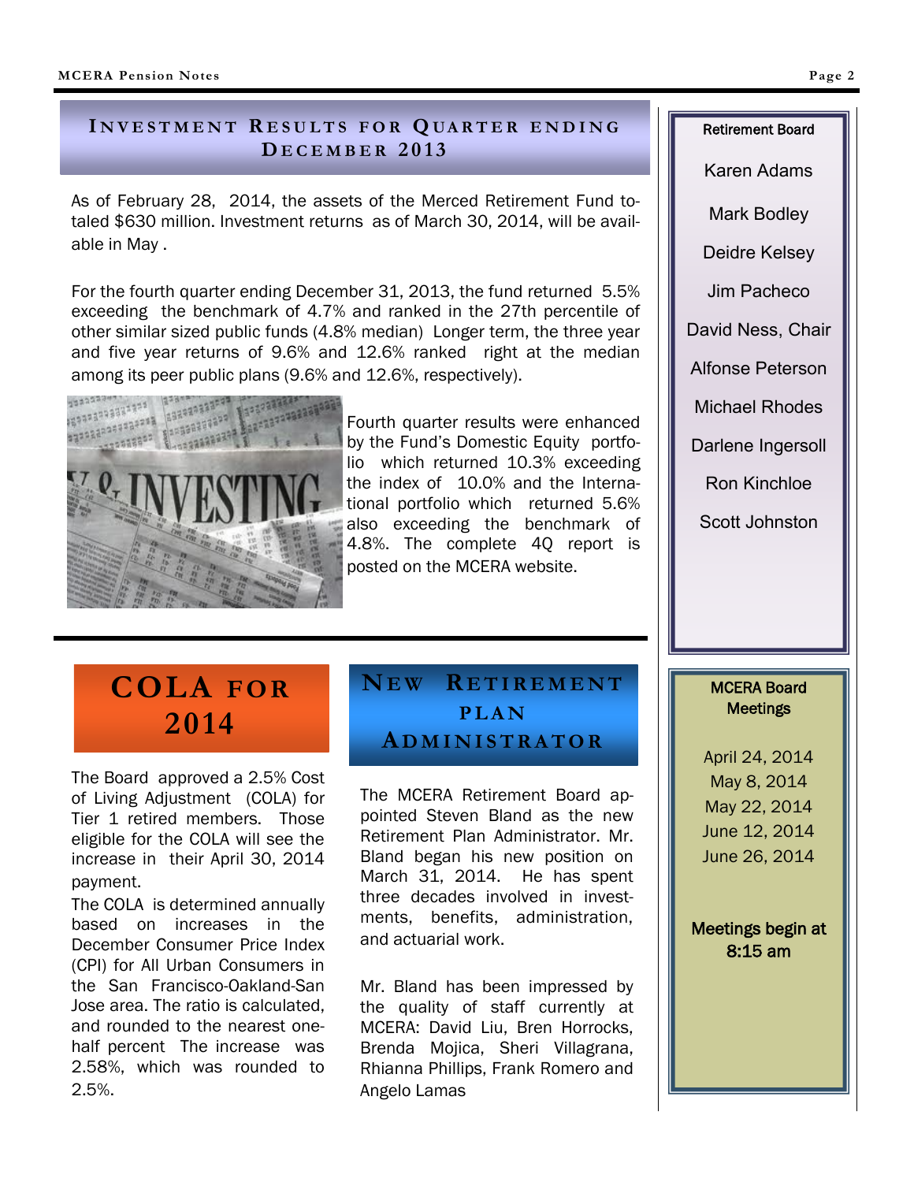## Investment Results for Quarter ending December 2013

As of February 28, 2014, the assets of the Merced Retirement Fund totaled $630 million. Investment returns as of March 30, 2014, will be available in May .

For the fourth quarter ending December 31, 2013, the fund returned 5.5% exceeding the benchmark of 4.7% and ranked in the 27th percentile of other similar sized public funds (4.8% median) Longer term, the three year and five year returns of 9.6% and 12.6% ranked right at the median among its peer public plans (9.6% and 12.6%, respectively).

Fourth quarter results were enhanced by the Fund's Domestic Equity portfolio which returned 10.3% exceeding the index of 10.0% and the International portfolio which returned 5.6% also exceeding the benchmark of 4.8%. The complete 4Q report is posted on the MCERA website.

## COLA for 2014

The Board approved a 2.5% Cost of Living Adjustment (COLA) for Tier 1 retired members. Those eligible for the COLA will see the increase in their April 30, 2014 payment.

The COLA is determined annually based on increases in the December Consumer Price Index (CPI) for All Urban Consumers in the San Francisco-Oakland-San Jose area. The ratio is calculated, and rounded to the nearest one-half percent The increase was 2.58%, which was rounded to 2.5%.

## New Retirement Plan Administrator

The MCERA Retirement Board appointed Steven Bland as the new Retirement Plan Administrator. Mr. Bland began his new position on March 31, 2014. He has spent three decades involved in investments, benefits, administration, and actuarial work.

Mr. Bland has been impressed by the quality of staff currently at MCERA: David Liu, Bren Horrocks, Brenda Mojica, Sheri Villagrana, Rhianna Phillips, Frank Romero and Angelo Lamas

### Retirement Board

Karen Adams

Mark Bodley

Deidre Kelsey

Jim Pacheco

David Ness, Chair

Alfonse Peterson

Michael Rhodes

Darlene Ingersoll

Ron Kinchloe

Scott Johnston

### MCERA Board Meetings

April 24, 2014
May 8, 2014
May 22, 2014
June 12, 2014
June 26, 2014

**Meetings begin at 8:15 am**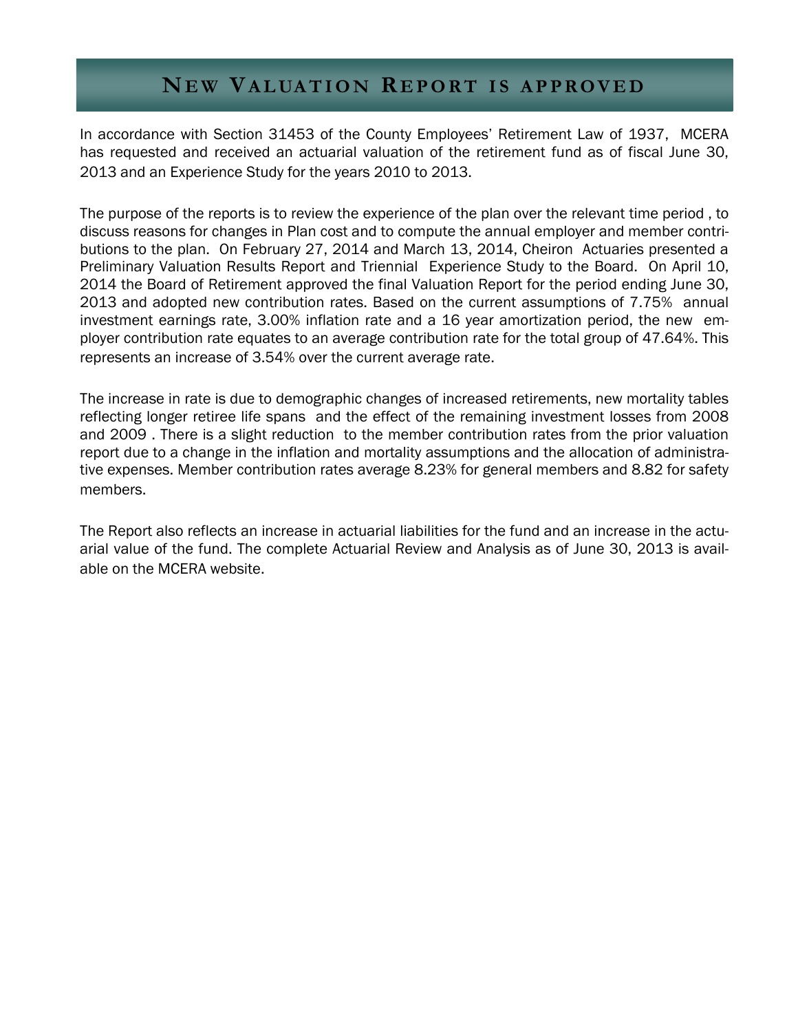## New Valuation Report is approved

In accordance with Section 31453 of the County Employees' Retirement Law of 1937, MCERA has requested and received an actuarial valuation of the retirement fund as of fiscal June 30, 2013 and an Experience Study for the years 2010 to 2013.

The purpose of the reports is to review the experience of the plan over the relevant time period , to discuss reasons for changes in Plan cost and to compute the annual employer and member contributions to the plan. On February 27, 2014 and March 13, 2014, Cheiron Actuaries presented a Preliminary Valuation Results Report and Triennial Experience Study to the Board. On April 10, 2014 the Board of Retirement approved the final Valuation Report for the period ending June 30, 2013 and adopted new contribution rates. Based on the current assumptions of 7.75% annual investment earnings rate, 3.00% inflation rate and a 16 year amortization period, the new employer contribution rate equates to an average contribution rate for the total group of 47.64%. This represents an increase of 3.54% over the current average rate.

The increase in rate is due to demographic changes of increased retirements, new mortality tables reflecting longer retiree life spans and the effect of the remaining investment losses from 2008 and 2009 . There is a slight reduction to the member contribution rates from the prior valuation report due to a change in the inflation and mortality assumptions and the allocation of administrative expenses. Member contribution rates average 8.23% for general members and 8.82 for safety members.

The Report also reflects an increase in actuarial liabilities for the fund and an increase in the actuarial value of the fund. The complete Actuarial Review and Analysis as of June 30, 2013 is available on the MCERA website.